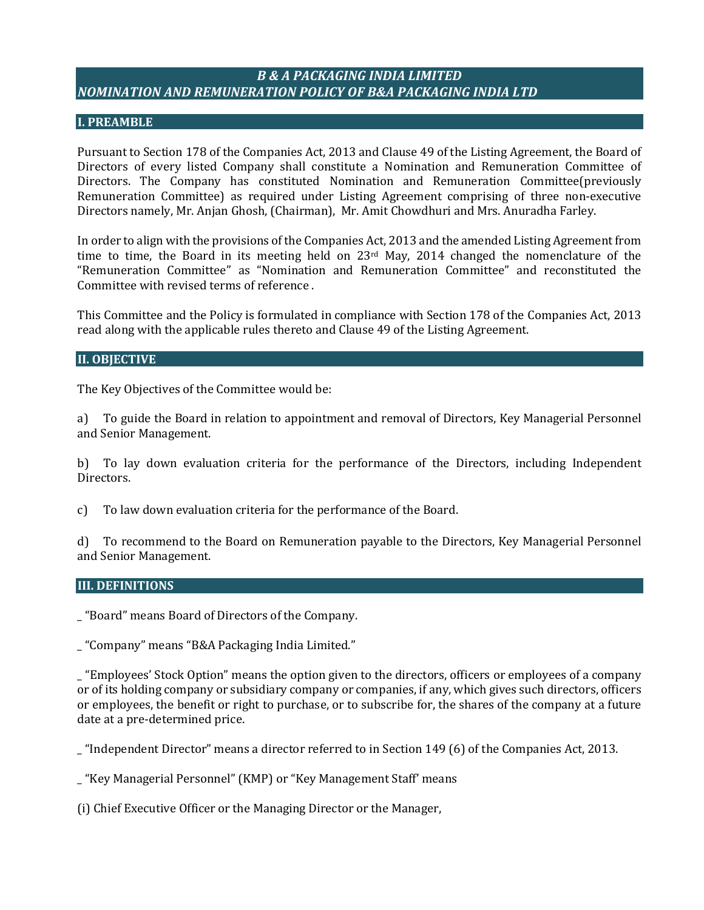# *B & A PACKAGING INDIA LIMITED*
# *NOMINATION AND REMUNERATION POLICY OF B&A PACKAGING INDIA LTD*

## I. PREAMBLE

Pursuant to Section 178 of the Companies Act, 2013 and Clause 49 of the Listing Agreement, the Board of Directors of every listed Company shall constitute a Nomination and Remuneration Committee of Directors. The Company has constituted Nomination and Remuneration Committee(previously Remuneration Committee) as required under Listing Agreement comprising of three non-executive Directors namely, Mr. Anjan Ghosh, (Chairman), Mr. Amit Chowdhuri and Mrs. Anuradha Farley.

In order to align with the provisions of the Companies Act, 2013 and the amended Listing Agreement from time to time, the Board in its meeting held on 23rd May, 2014 changed the nomenclature of the "Remuneration Committee" as "Nomination and Remuneration Committee" and reconstituted the Committee with revised terms of reference .

This Committee and the Policy is formulated in compliance with Section 178 of the Companies Act, 2013 read along with the applicable rules thereto and Clause 49 of the Listing Agreement.

## II. OBJECTIVE

The Key Objectives of the Committee would be:

a) To guide the Board in relation to appointment and removal of Directors, Key Managerial Personnel and Senior Management.

b) To lay down evaluation criteria for the performance of the Directors, including Independent Directors.

c) To law down evaluation criteria for the performance of the Board.

d) To recommend to the Board on Remuneration payable to the Directors, Key Managerial Personnel and Senior Management.

## III. DEFINITIONS

_ "Board" means Board of Directors of the Company.

_ "Company" means "B&A Packaging India Limited."

_ "Employees' Stock Option" means the option given to the directors, officers or employees of a company or of its holding company or subsidiary company or companies, if any, which gives such directors, officers or employees, the benefit or right to purchase, or to subscribe for, the shares of the company at a future date at a pre-determined price.

_ "Independent Director" means a director referred to in Section 149 (6) of the Companies Act, 2013.

_ "Key Managerial Personnel" (KMP) or "Key Management Staff' means

(i) Chief Executive Officer or the Managing Director or the Manager,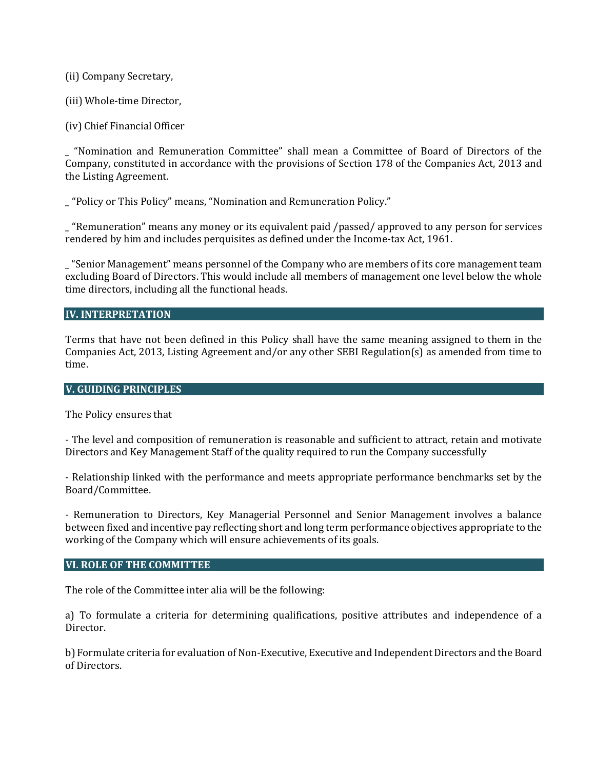(ii) Company Secretary,

(iii) Whole-time Director,

(iv) Chief Financial Officer

_ “Nomination and Remuneration Committee” shall mean a Committee of Board of Directors of the Company, constituted in accordance with the provisions of Section 178 of the Companies Act, 2013 and the Listing Agreement.

_ “Policy or This Policy” means, “Nomination and Remuneration Policy.”

_ “Remuneration” means any money or its equivalent paid /passed/ approved to any person for services rendered by him and includes perquisites as defined under the Income-tax Act, 1961.

_ “Senior Management” means personnel of the Company who are members of its core management team excluding Board of Directors. This would include all members of management one level below the whole time directors, including all the functional heads.

## IV. INTERPRETATION

Terms that have not been defined in this Policy shall have the same meaning assigned to them in the Companies Act, 2013, Listing Agreement and/or any other SEBI Regulation(s) as amended from time to time.

## V. GUIDING PRINCIPLES

The Policy ensures that

- The level and composition of remuneration is reasonable and sufficient to attract, retain and motivate Directors and Key Management Staff of the quality required to run the Company successfully

- Relationship linked with the performance and meets appropriate performance benchmarks set by the Board/Committee.

- Remuneration to Directors, Key Managerial Personnel and Senior Management involves a balance between fixed and incentive pay reflecting short and long term performance objectives appropriate to the working of the Company which will ensure achievements of its goals.

## VI. ROLE OF THE COMMITTEE

The role of the Committee inter alia will be the following:

a) To formulate a criteria for determining qualifications, positive attributes and independence of a Director.

b) Formulate criteria for evaluation of Non-Executive, Executive and Independent Directors and the Board of Directors.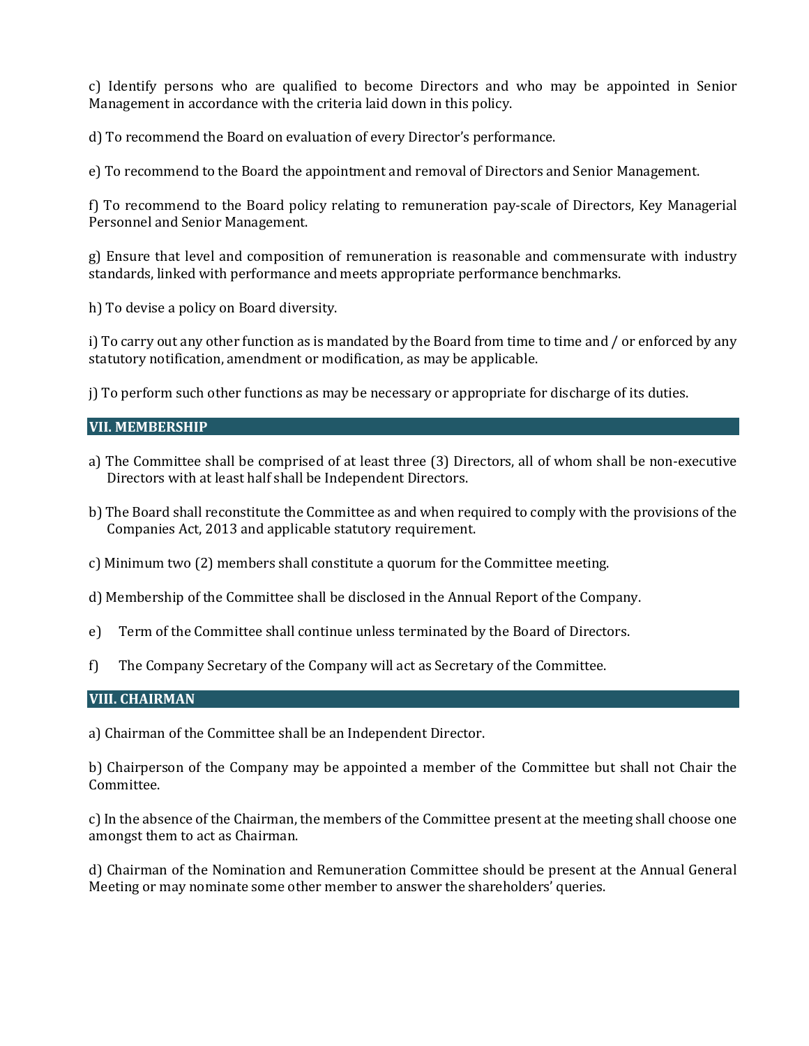c) Identify persons who are qualified to become Directors and who may be appointed in Senior Management in accordance with the criteria laid down in this policy.

d) To recommend the Board on evaluation of every Director's performance.

e) To recommend to the Board the appointment and removal of Directors and Senior Management.

f) To recommend to the Board policy relating to remuneration pay-scale of Directors, Key Managerial Personnel and Senior Management.

g) Ensure that level and composition of remuneration is reasonable and commensurate with industry standards, linked with performance and meets appropriate performance benchmarks.

h) To devise a policy on Board diversity.

i) To carry out any other function as is mandated by the Board from time to time and / or enforced by any statutory notification, amendment or modification, as may be applicable.

j) To perform such other functions as may be necessary or appropriate for discharge of its duties.

## VII. MEMBERSHIP

a) The Committee shall be comprised of at least three (3) Directors, all of whom shall be non-executive Directors with at least half shall be Independent Directors.

b) The Board shall reconstitute the Committee as and when required to comply with the provisions of the Companies Act, 2013 and applicable statutory requirement.

c) Minimum two (2) members shall constitute a quorum for the Committee meeting.

d) Membership of the Committee shall be disclosed in the Annual Report of the Company.

e) Term of the Committee shall continue unless terminated by the Board of Directors.

f) The Company Secretary of the Company will act as Secretary of the Committee.

## VIII. CHAIRMAN

a) Chairman of the Committee shall be an Independent Director.

b) Chairperson of the Company may be appointed a member of the Committee but shall not Chair the Committee.

c) In the absence of the Chairman, the members of the Committee present at the meeting shall choose one amongst them to act as Chairman.

d) Chairman of the Nomination and Remuneration Committee should be present at the Annual General Meeting or may nominate some other member to answer the shareholders' queries.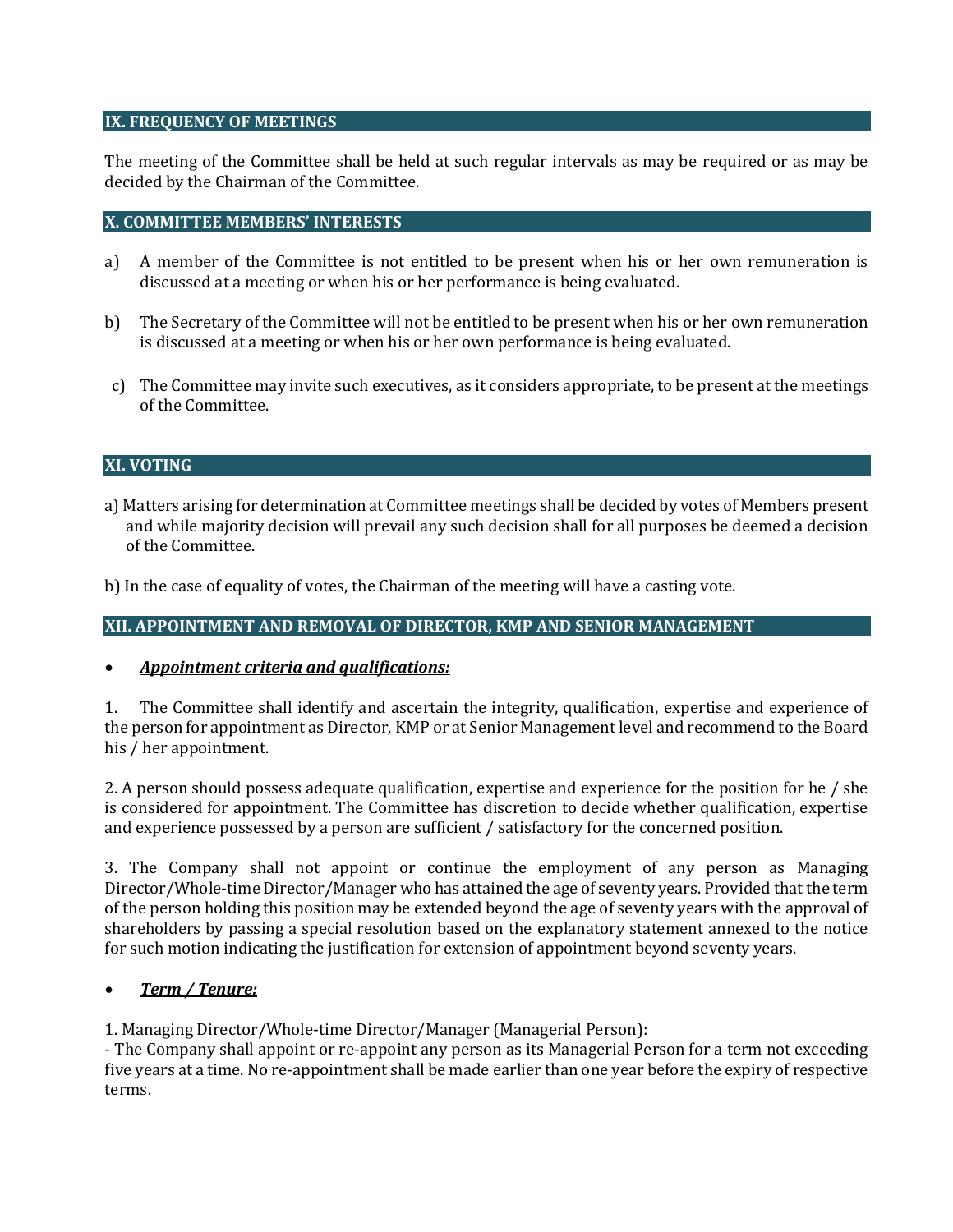## IX. FREQUENCY OF MEETINGS

The meeting of the Committee shall be held at such regular intervals as may be required or as may be decided by the Chairman of the Committee.

## X. COMMITTEE MEMBERS' INTERESTS

a) A member of the Committee is not entitled to be present when his or her own remuneration is discussed at a meeting or when his or her performance is being evaluated.

b) The Secretary of the Committee will not be entitled to be present when his or her own remuneration is discussed at a meeting or when his or her own performance is being evaluated.

c) The Committee may invite such executives, as it considers appropriate, to be present at the meetings of the Committee.

## XI. VOTING

a) Matters arising for determination at Committee meetings shall be decided by votes of Members present and while majority decision will prevail any such decision shall for all purposes be deemed a decision of the Committee.

b) In the case of equality of votes, the Chairman of the meeting will have a casting vote.

## XII. APPOINTMENT AND REMOVAL OF DIRECTOR, KMP AND SENIOR MANAGEMENT

- ***Appointment criteria and qualifications:***

1. The Committee shall identify and ascertain the integrity, qualification, expertise and experience of the person for appointment as Director, KMP or at Senior Management level and recommend to the Board his / her appointment.

2. A person should possess adequate qualification, expertise and experience for the position for he / she is considered for appointment. The Committee has discretion to decide whether qualification, expertise and experience possessed by a person are sufficient / satisfactory for the concerned position.

3. The Company shall not appoint or continue the employment of any person as Managing Director/Whole-time Director/Manager who has attained the age of seventy years. Provided that the term of the person holding this position may be extended beyond the age of seventy years with the approval of shareholders by passing a special resolution based on the explanatory statement annexed to the notice for such motion indicating the justification for extension of appointment beyond seventy years.

- ***Term / Tenure:***

1. Managing Director/Whole-time Director/Manager (Managerial Person):
- The Company shall appoint or re-appoint any person as its Managerial Person for a term not exceeding five years at a time. No re-appointment shall be made earlier than one year before the expiry of respective terms.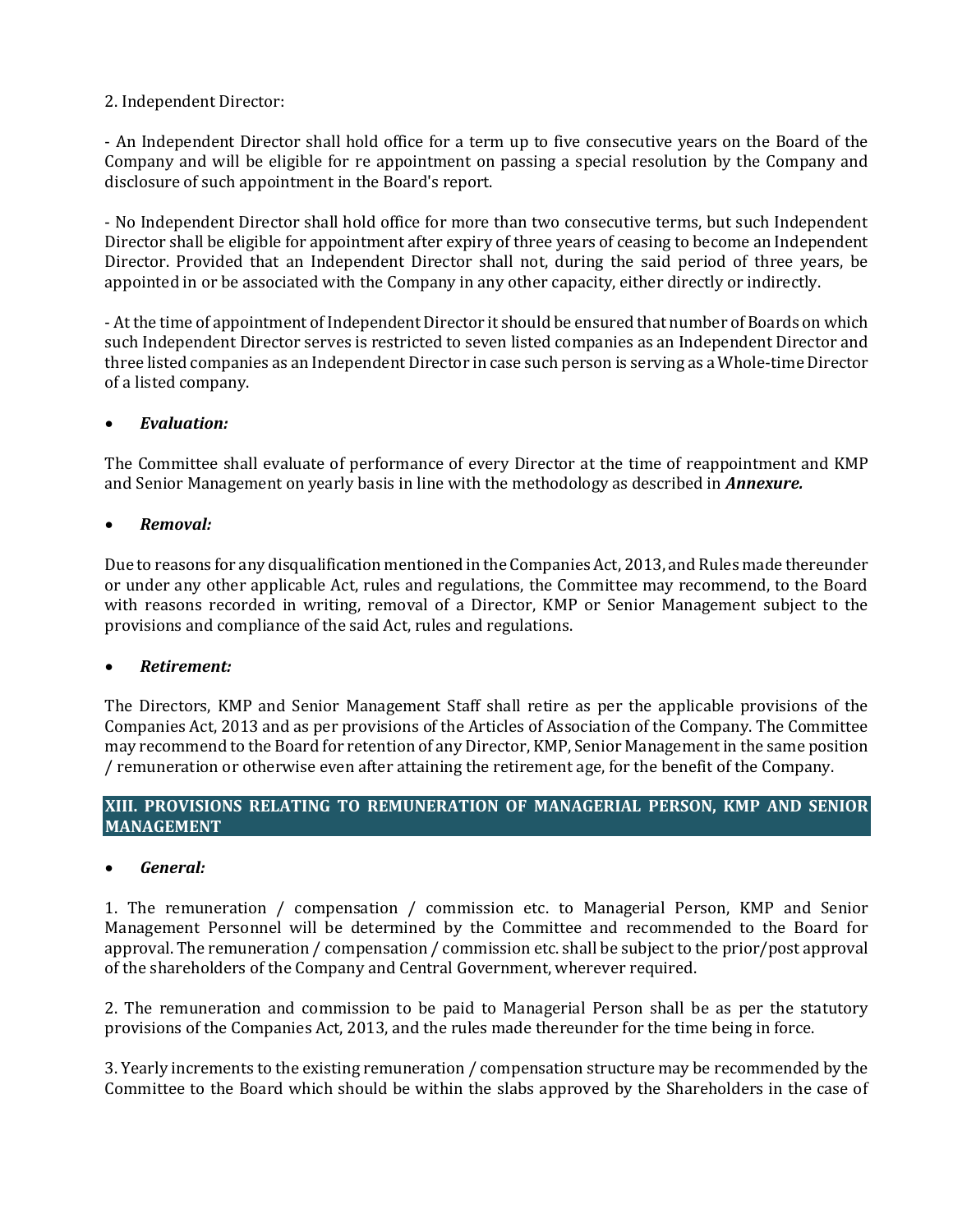2. Independent Director:

- An Independent Director shall hold office for a term up to five consecutive years on the Board of the Company and will be eligible for re appointment on passing a special resolution by the Company and disclosure of such appointment in the Board's report.

- No Independent Director shall hold office for more than two consecutive terms, but such Independent Director shall be eligible for appointment after expiry of three years of ceasing to become an Independent Director. Provided that an Independent Director shall not, during the said period of three years, be appointed in or be associated with the Company in any other capacity, either directly or indirectly.

- At the time of appointment of Independent Director it should be ensured that number of Boards on which such Independent Director serves is restricted to seven listed companies as an Independent Director and three listed companies as an Independent Director in case such person is serving as a Whole-time Director of a listed company.

- ***Evaluation:***

The Committee shall evaluate of performance of every Director at the time of reappointment and KMP and Senior Management on yearly basis in line with the methodology as described in ***Annexure.***

- ***Removal:***

Due to reasons for any disqualification mentioned in the Companies Act, 2013, and Rules made thereunder or under any other applicable Act, rules and regulations, the Committee may recommend, to the Board with reasons recorded in writing, removal of a Director, KMP or Senior Management subject to the provisions and compliance of the said Act, rules and regulations.

- ***Retirement:***

The Directors, KMP and Senior Management Staff shall retire as per the applicable provisions of the Companies Act, 2013 and as per provisions of the Articles of Association of the Company. The Committee may recommend to the Board for retention of any Director, KMP, Senior Management in the same position / remuneration or otherwise even after attaining the retirement age, for the benefit of the Company.

## XIII. PROVISIONS RELATING TO REMUNERATION OF MANAGERIAL PERSON, KMP AND SENIOR MANAGEMENT

- ***General:***

1. The remuneration / compensation / commission etc. to Managerial Person, KMP and Senior Management Personnel will be determined by the Committee and recommended to the Board for approval. The remuneration / compensation / commission etc. shall be subject to the prior/post approval of the shareholders of the Company and Central Government, wherever required.

2. The remuneration and commission to be paid to Managerial Person shall be as per the statutory provisions of the Companies Act, 2013, and the rules made thereunder for the time being in force.

3. Yearly increments to the existing remuneration / compensation structure may be recommended by the Committee to the Board which should be within the slabs approved by the Shareholders in the case of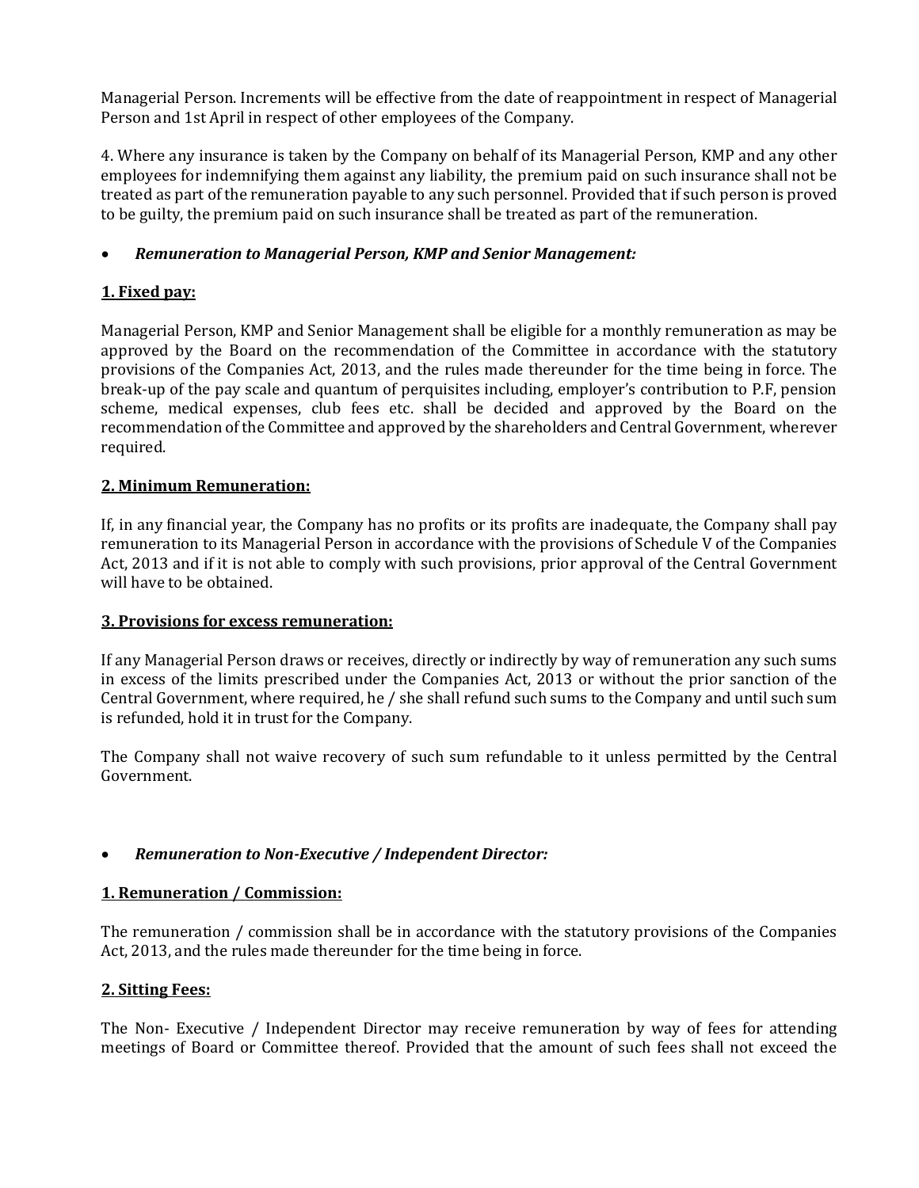Managerial Person. Increments will be effective from the date of reappointment in respect of Managerial Person and 1st April in respect of other employees of the Company.

4. Where any insurance is taken by the Company on behalf of its Managerial Person, KMP and any other employees for indemnifying them against any liability, the premium paid on such insurance shall not be treated as part of the remuneration payable to any such personnel. Provided that if such person is proved to be guilty, the premium paid on such insurance shall be treated as part of the remuneration.

- ***Remuneration to Managerial Person, KMP and Senior Management:***

**1. Fixed pay:**

Managerial Person, KMP and Senior Management shall be eligible for a monthly remuneration as may be approved by the Board on the recommendation of the Committee in accordance with the statutory provisions of the Companies Act, 2013, and the rules made thereunder for the time being in force. The break-up of the pay scale and quantum of perquisites including, employer's contribution to P.F, pension scheme, medical expenses, club fees etc. shall be decided and approved by the Board on the recommendation of the Committee and approved by the shareholders and Central Government, wherever required.

**2. Minimum Remuneration:**

If, in any financial year, the Company has no profits or its profits are inadequate, the Company shall pay remuneration to its Managerial Person in accordance with the provisions of Schedule V of the Companies Act, 2013 and if it is not able to comply with such provisions, prior approval of the Central Government will have to be obtained.

**3. Provisions for excess remuneration:**

If any Managerial Person draws or receives, directly or indirectly by way of remuneration any such sums in excess of the limits prescribed under the Companies Act, 2013 or without the prior sanction of the Central Government, where required, he / she shall refund such sums to the Company and until such sum is refunded, hold it in trust for the Company.

The Company shall not waive recovery of such sum refundable to it unless permitted by the Central Government.

- ***Remuneration to Non-Executive / Independent Director:***

**1. Remuneration / Commission:**

The remuneration / commission shall be in accordance with the statutory provisions of the Companies Act, 2013, and the rules made thereunder for the time being in force.

**2. Sitting Fees:**

The Non- Executive / Independent Director may receive remuneration by way of fees for attending meetings of Board or Committee thereof. Provided that the amount of such fees shall not exceed the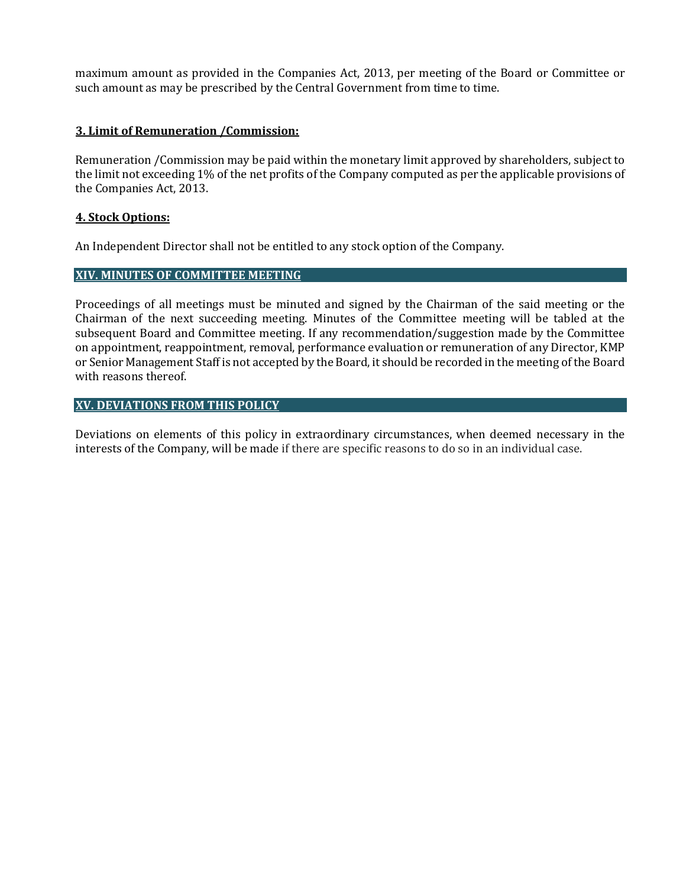maximum amount as provided in the Companies Act, 2013, per meeting of the Board or Committee or such amount as may be prescribed by the Central Government from time to time.

**3. Limit of Remuneration /Commission:**

Remuneration /Commission may be paid within the monetary limit approved by shareholders, subject to the limit not exceeding 1% of the net profits of the Company computed as per the applicable provisions of the Companies Act, 2013.

**4. Stock Options:**

An Independent Director shall not be entitled to any stock option of the Company.

## XIV. MINUTES OF COMMITTEE MEETING

Proceedings of all meetings must be minuted and signed by the Chairman of the said meeting or the Chairman of the next succeeding meeting. Minutes of the Committee meeting will be tabled at the subsequent Board and Committee meeting. If any recommendation/suggestion made by the Committee on appointment, reappointment, removal, performance evaluation or remuneration of any Director, KMP or Senior Management Staff is not accepted by the Board, it should be recorded in the meeting of the Board with reasons thereof.

## XV. DEVIATIONS FROM THIS POLICY

Deviations on elements of this policy in extraordinary circumstances, when deemed necessary in the interests of the Company, will be made if there are specific reasons to do so in an individual case.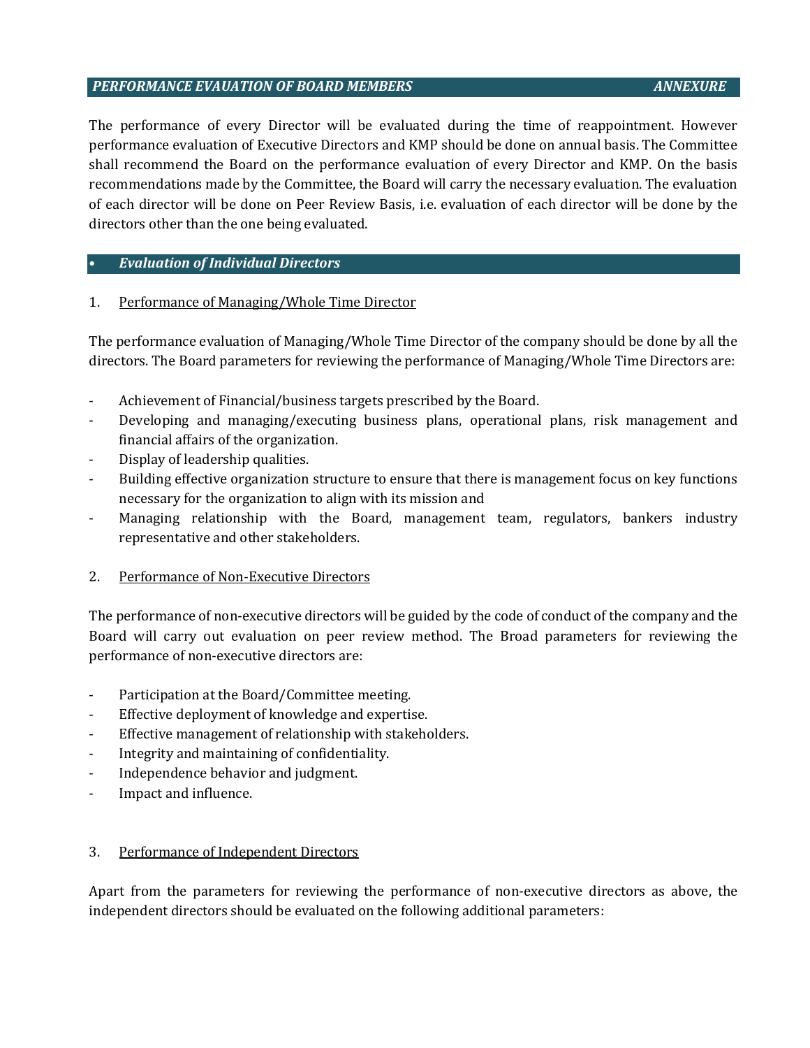## *PERFORMANCE EVAUATION OF BOARD MEMBERS* *ANNEXURE*

The performance of every Director will be evaluated during the time of reappointment. However performance evaluation of Executive Directors and KMP should be done on annual basis. The Committee shall recommend the Board on the performance evaluation of every Director and KMP. On the basis recommendations made by the Committee, the Board will carry the necessary evaluation. The evaluation of each director will be done on Peer Review Basis, i.e. evaluation of each director will be done by the directors other than the one being evaluated.

### • *Evaluation of Individual Directors*

1. Performance of Managing/Whole Time Director

The performance evaluation of Managing/Whole Time Director of the company should be done by all the directors. The Board parameters for reviewing the performance of Managing/Whole Time Directors are:

- Achievement of Financial/business targets prescribed by the Board.
- Developing and managing/executing business plans, operational plans, risk management and financial affairs of the organization.
- Display of leadership qualities.
- Building effective organization structure to ensure that there is management focus on key functions necessary for the organization to align with its mission and
- Managing relationship with the Board, management team, regulators, bankers industry representative and other stakeholders.

2. Performance of Non-Executive Directors

The performance of non-executive directors will be guided by the code of conduct of the company and the Board will carry out evaluation on peer review method. The Broad parameters for reviewing the performance of non-executive directors are:

- Participation at the Board/Committee meeting.
- Effective deployment of knowledge and expertise.
- Effective management of relationship with stakeholders.
- Integrity and maintaining of confidentiality.
- Independence behavior and judgment.
- Impact and influence.

3. Performance of Independent Directors

Apart from the parameters for reviewing the performance of non-executive directors as above, the independent directors should be evaluated on the following additional parameters: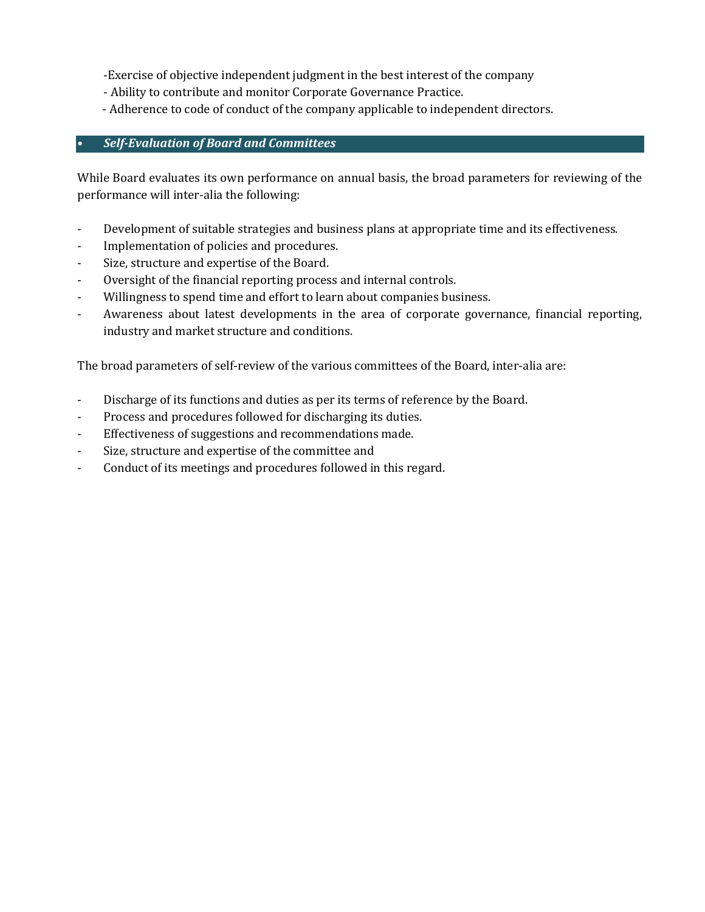- Exercise of objective independent judgment in the best interest of the company
- Ability to contribute and monitor Corporate Governance Practice.
- Adherence to code of conduct of the company applicable to independent directors.

## • *Self-Evaluation of Board and Committees*

While Board evaluates its own performance on annual basis, the broad parameters for reviewing of the performance will inter-alia the following:

- Development of suitable strategies and business plans at appropriate time and its effectiveness.
- Implementation of policies and procedures.
- Size, structure and expertise of the Board.
- Oversight of the financial reporting process and internal controls.
- Willingness to spend time and effort to learn about companies business.
- Awareness about latest developments in the area of corporate governance, financial reporting, industry and market structure and conditions.

The broad parameters of self-review of the various committees of the Board, inter-alia are:

- Discharge of its functions and duties as per its terms of reference by the Board.
- Process and procedures followed for discharging its duties.
- Effectiveness of suggestions and recommendations made.
- Size, structure and expertise of the committee and
- Conduct of its meetings and procedures followed in this regard.